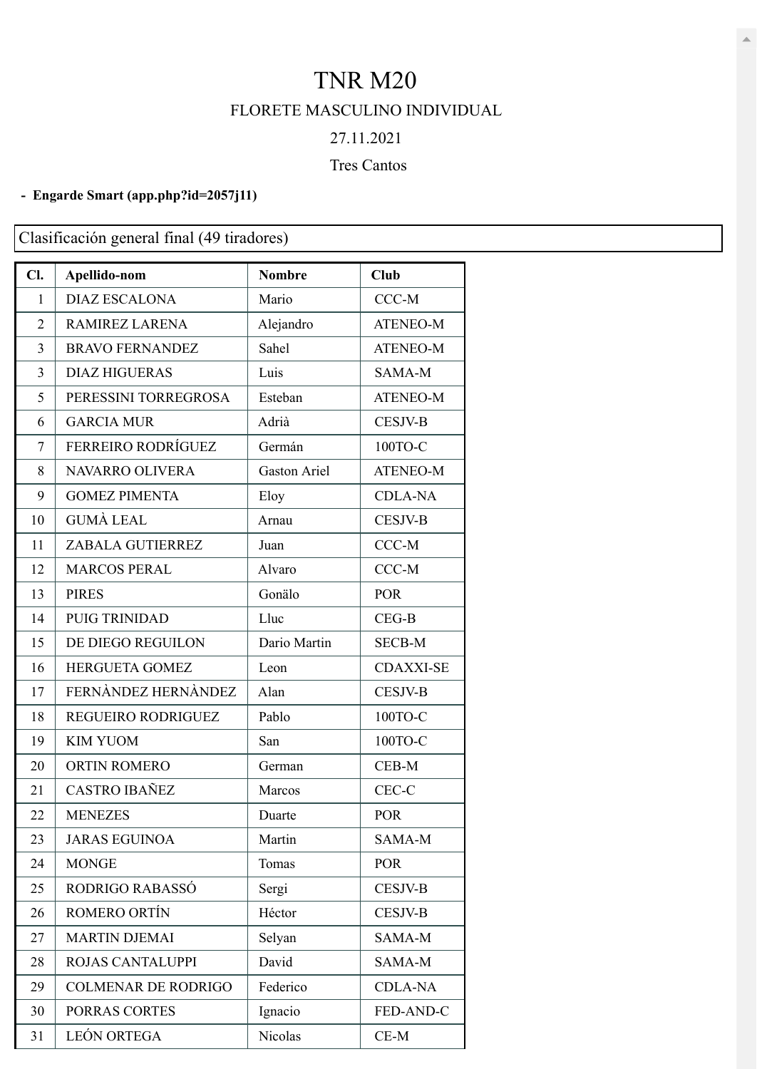# TNR M20

FLORETE MASCULINO INDIVIDUAL

27.11.2021

Tres Cantos

- **Engarde Smart (app.php?id=2057j11)**

Clasificación general final (49 tiradores)

| Cl. | Apellido-nom | Nombre | Club |
|---|---|---|---|
| 1 | DIAZ ESCALONA | Mario | CCC-M |
| 2 | RAMIREZ LARENA | Alejandro | ATENEO-M |
| 3 | BRAVO FERNANDEZ | Sahel | ATENEO-M |
| 3 | DIAZ HIGUERAS | Luis | SAMA-M |
| 5 | PERESSINI TORREGROSA | Esteban | ATENEO-M |
| 6 | GARCIA MUR | Adrià | CESJV-B |
| 7 | FERREIRO RODRÍGUEZ | Germán | 100TO-C |
| 8 | NAVARRO OLIVERA | Gaston Ariel | ATENEO-M |
| 9 | GOMEZ PIMENTA | Eloy | CDLA-NA |
| 10 | GUMÀ LEAL | Arnau | CESJV-B |
| 11 | ZABALA GUTIERREZ | Juan | CCC-M |
| 12 | MARCOS PERAL | Alvaro | CCC-M |
| 13 | PIRES | Gonälo | POR |
| 14 | PUIG TRINIDAD | Lluc | CEG-B |
| 15 | DE DIEGO REGUILON | Dario Martin | SECB-M |
| 16 | HERGUETA GOMEZ | Leon | CDAXXI-SE |
| 17 | FERNÀNDEZ HERNÀNDEZ | Alan | CESJV-B |
| 18 | REGUEIRO RODRIGUEZ | Pablo | 100TO-C |
| 19 | KIM YUOM | San | 100TO-C |
| 20 | ORTIN ROMERO | German | CEB-M |
| 21 | CASTRO IBAÑEZ | Marcos | CEC-C |
| 22 | MENEZES | Duarte | POR |
| 23 | JARAS EGUINOA | Martin | SAMA-M |
| 24 | MONGE | Tomas | POR |
| 25 | RODRIGO RABASSÓ | Sergi | CESJV-B |
| 26 | ROMERO ORTÍN | Héctor | CESJV-B |
| 27 | MARTIN DJEMAI | Selyan | SAMA-M |
| 28 | ROJAS CANTALUPPI | David | SAMA-M |
| 29 | COLMENAR DE RODRIGO | Federico | CDLA-NA |
| 30 | PORRAS CORTES | Ignacio | FED-AND-C |
| 31 | LEÓN ORTEGA | Nicolas | CE-M |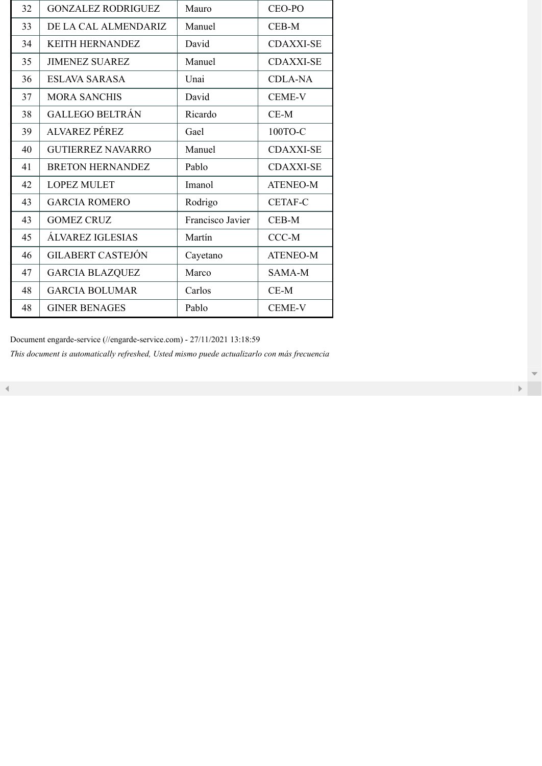| | | | |
|---|---|---|---|
| 32 | GONZALEZ RODRIGUEZ | Mauro | CEO-PO |
| 33 | DE LA CAL ALMENDARIZ | Manuel | CEB-M |
| 34 | KEITH HERNANDEZ | David | CDAXXI-SE |
| 35 | JIMENEZ SUAREZ | Manuel | CDAXXI-SE |
| 36 | ESLAVA SARASA | Unai | CDLA-NA |
| 37 | MORA SANCHIS | David | CEME-V |
| 38 | GALLEGO BELTRÁN | Ricardo | CE-M |
| 39 | ALVAREZ PÉREZ | Gael | 100TO-C |
| 40 | GUTIERREZ NAVARRO | Manuel | CDAXXI-SE |
| 41 | BRETON HERNANDEZ | Pablo | CDAXXI-SE |
| 42 | LOPEZ MULET | Imanol | ATENEO-M |
| 43 | GARCIA ROMERO | Rodrigo | CETAF-C |
| 43 | GOMEZ CRUZ | Francisco Javier | CEB-M |
| 45 | ÁLVAREZ IGLESIAS | Martín | CCC-M |
| 46 | GILABERT CASTEJÓN | Cayetano | ATENEO-M |
| 47 | GARCIA BLAZQUEZ | Marco | SAMA-M |
| 48 | GARCIA BOLUMAR | Carlos | CE-M |
| 48 | GINER BENAGES | Pablo | CEME-V |

Document engarde-service (//engarde-service.com) - 27/11/2021 13:18:59

*This document is automatically refreshed, Usted mismo puede actualizarlo con más frecuencia*